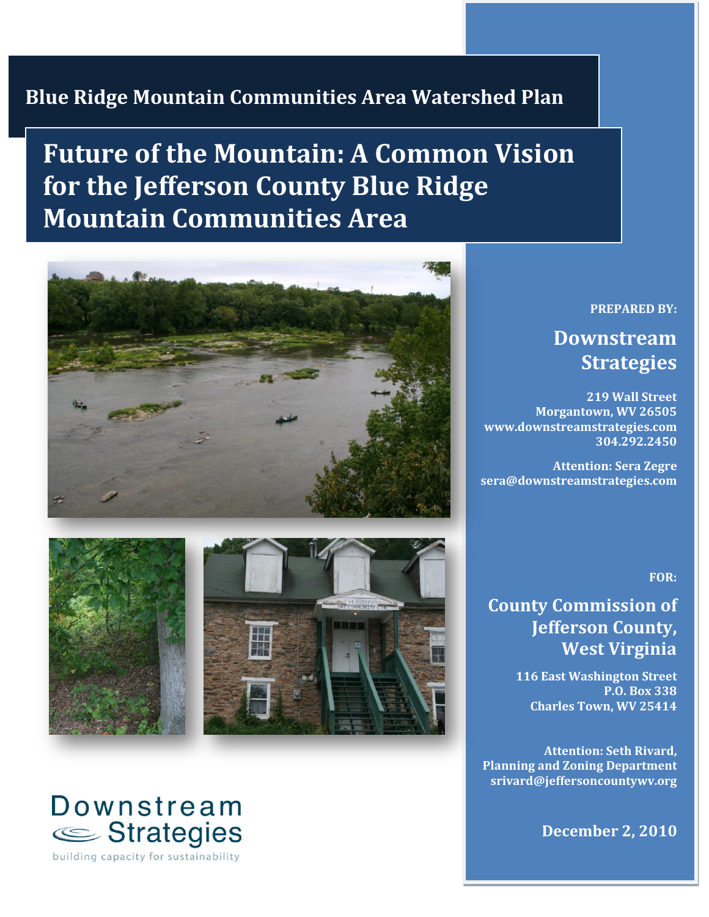**Blue Ridge Mountain Communities Area Watershed Plan**

# Future of the Mountain: A Common Vision for the Jefferson County Blue Ridge Mountain Communities Area

**PREPARED BY:**

## Downstream Strategies

**219 Wall Street**
**Morgantown, WV 26505**
**www.downstreamstrategies.com**
**304.292.2450**

**Attention: Sera Zegre**
**sera@downstreamstrategies.com**

**FOR:**

## County Commission of Jefferson County, West Virginia

**116 East Washington Street**
**P.O. Box 338**
**Charles Town, WV 25414**

**Attention: Seth Rivard, Planning and Zoning Department**
**srivard@jeffersoncountywv.org**

**December 2, 2010**

Downstream Strategies
building capacity for sustainability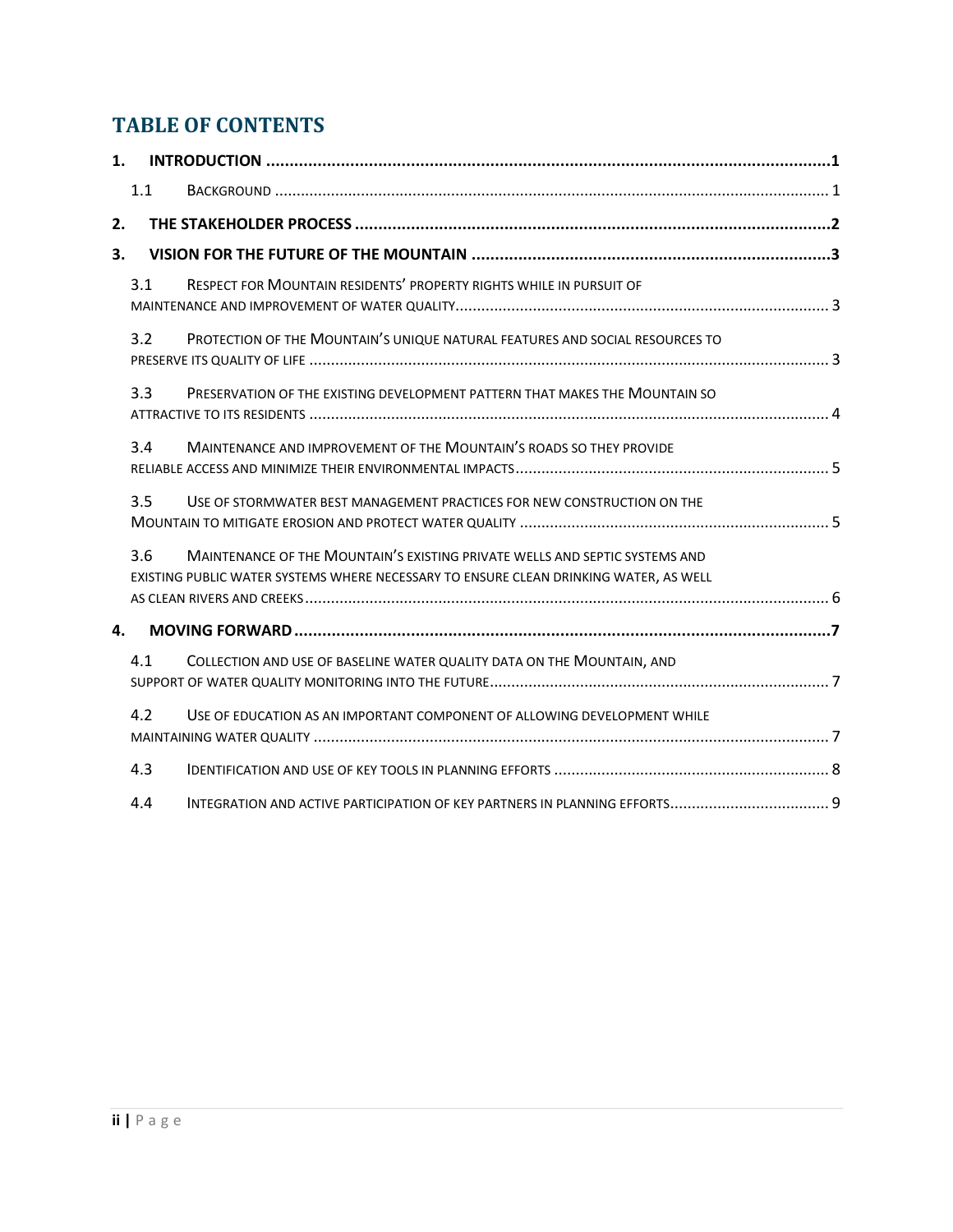# TABLE OF CONTENTS

**1. INTRODUCTION** ........ **1**

- 1.1 BACKGROUND ........ 1

**2. THE STAKEHOLDER PROCESS** ........ **2**

**3. VISION FOR THE FUTURE OF THE MOUNTAIN** ........ **3**

- 3.1 RESPECT FOR MOUNTAIN RESIDENTS' PROPERTY RIGHTS WHILE IN PURSUIT OF MAINTENANCE AND IMPROVEMENT OF WATER QUALITY ........ 3
- 3.2 PROTECTION OF THE MOUNTAIN'S UNIQUE NATURAL FEATURES AND SOCIAL RESOURCES TO PRESERVE ITS QUALITY OF LIFE ........ 3
- 3.3 PRESERVATION OF THE EXISTING DEVELOPMENT PATTERN THAT MAKES THE MOUNTAIN SO ATTRACTIVE TO ITS RESIDENTS ........ 4
- 3.4 MAINTENANCE AND IMPROVEMENT OF THE MOUNTAIN'S ROADS SO THEY PROVIDE RELIABLE ACCESS AND MINIMIZE THEIR ENVIRONMENTAL IMPACTS ........ 5
- 3.5 USE OF STORMWATER BEST MANAGEMENT PRACTICES FOR NEW CONSTRUCTION ON THE MOUNTAIN TO MITIGATE EROSION AND PROTECT WATER QUALITY ........ 5
- 3.6 MAINTENANCE OF THE MOUNTAIN'S EXISTING PRIVATE WELLS AND SEPTIC SYSTEMS AND EXISTING PUBLIC WATER SYSTEMS WHERE NECESSARY TO ENSURE CLEAN DRINKING WATER, AS WELL AS CLEAN RIVERS AND CREEKS ........ 6

**4. MOVING FORWARD** ........ **7**

- 4.1 COLLECTION AND USE OF BASELINE WATER QUALITY DATA ON THE MOUNTAIN, AND SUPPORT OF WATER QUALITY MONITORING INTO THE FUTURE ........ 7
- 4.2 USE OF EDUCATION AS AN IMPORTANT COMPONENT OF ALLOWING DEVELOPMENT WHILE MAINTAINING WATER QUALITY ........ 7
- 4.3 IDENTIFICATION AND USE OF KEY TOOLS IN PLANNING EFFORTS ........ 8
- 4.4 INTEGRATION AND ACTIVE PARTICIPATION OF KEY PARTNERS IN PLANNING EFFORTS ........ 9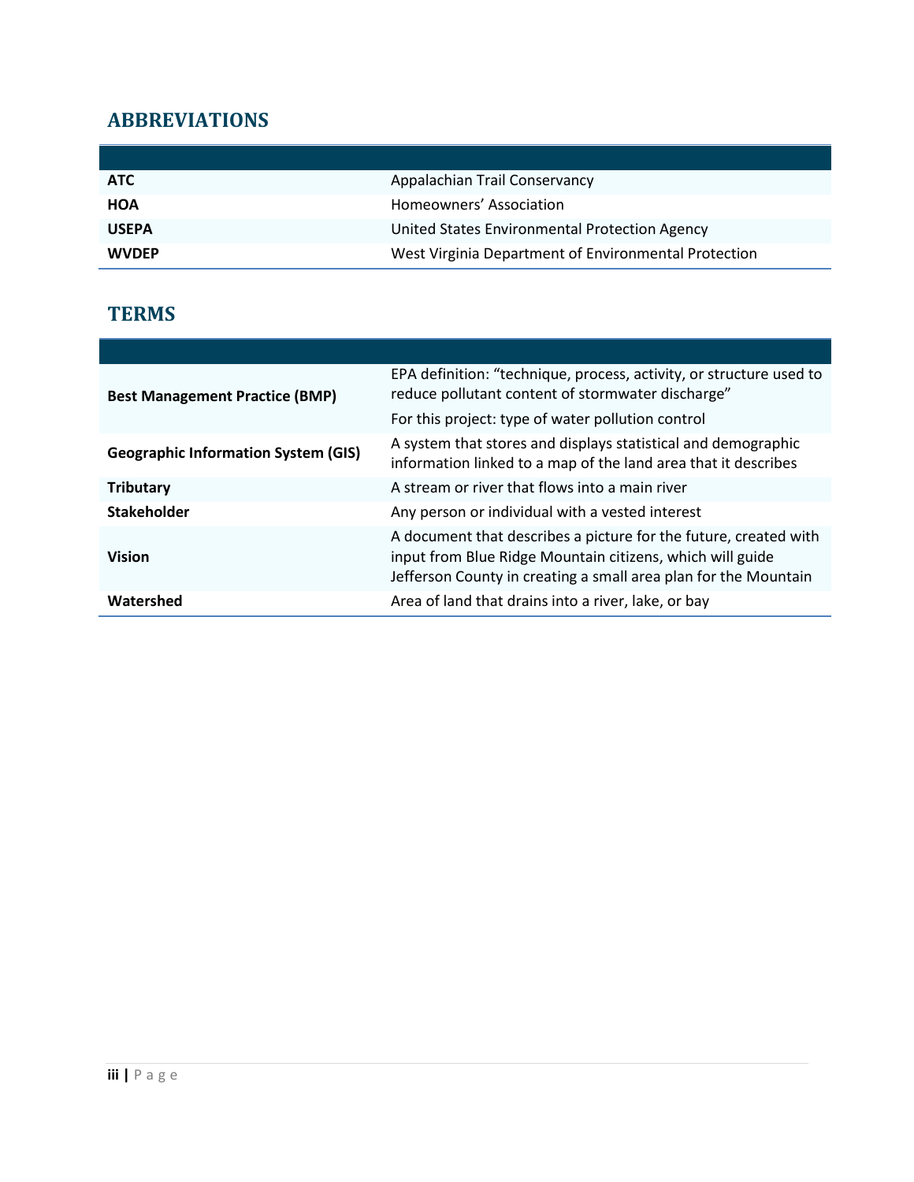## ABBREVIATIONS

| | |
|---|---|
| **ATC** | Appalachian Trail Conservancy |
| **HOA** | Homeowners' Association |
| **USEPA** | United States Environmental Protection Agency |
| **WVDEP** | West Virginia Department of Environmental Protection |

## TERMS

| | |
|---|---|
| **Best Management Practice (BMP)** | EPA definition: "technique, process, activity, or structure used to reduce pollutant content of stormwater discharge"<br><br>For this project: type of water pollution control |
| **Geographic Information System (GIS)** | A system that stores and displays statistical and demographic information linked to a map of the land area that it describes |
| **Tributary** | A stream or river that flows into a main river |
| **Stakeholder** | Any person or individual with a vested interest |
| **Vision** | A document that describes a picture for the future, created with input from Blue Ridge Mountain citizens, which will guide Jefferson County in creating a small area plan for the Mountain |
| **Watershed** | Area of land that drains into a river, lake, or bay |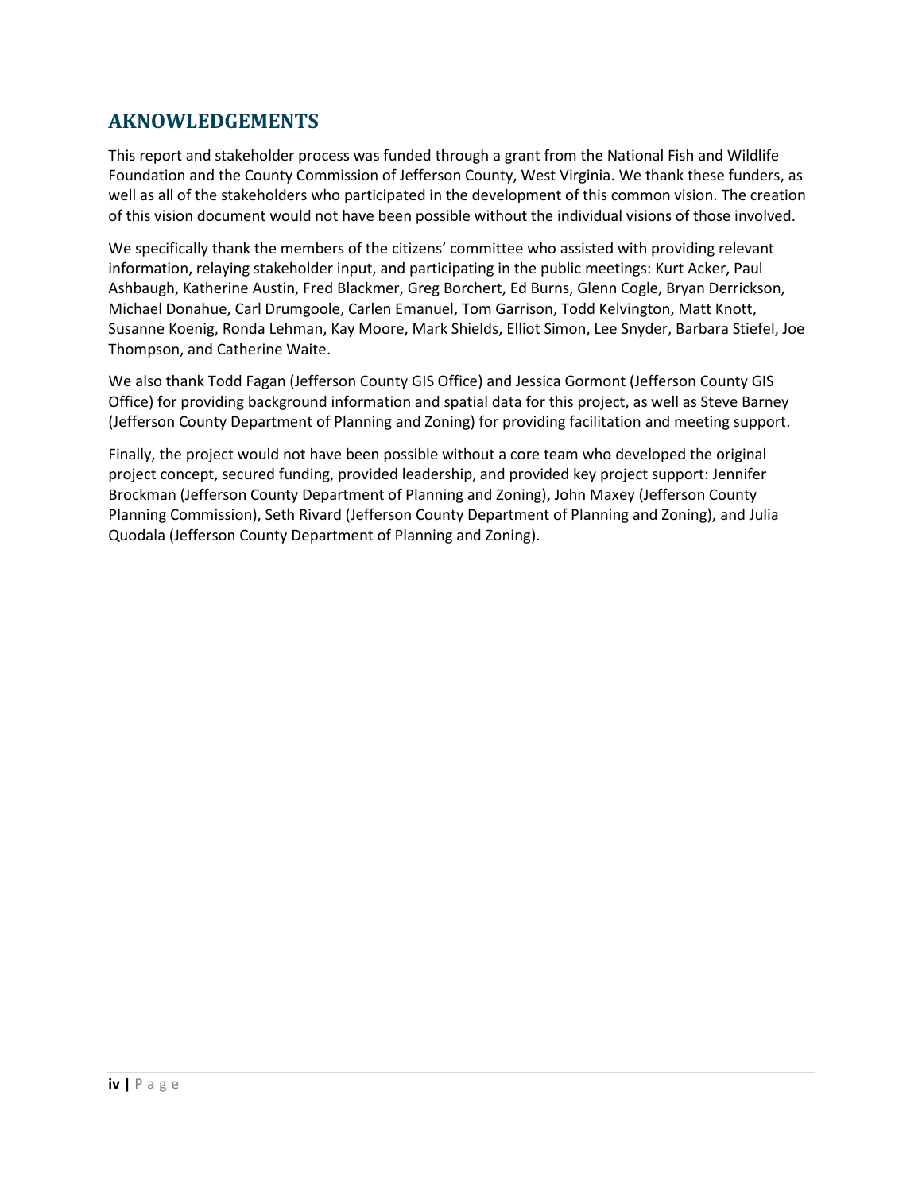## AKNOWLEDGEMENTS

This report and stakeholder process was funded through a grant from the National Fish and Wildlife Foundation and the County Commission of Jefferson County, West Virginia. We thank these funders, as well as all of the stakeholders who participated in the development of this common vision. The creation of this vision document would not have been possible without the individual visions of those involved.

We specifically thank the members of the citizens' committee who assisted with providing relevant information, relaying stakeholder input, and participating in the public meetings: Kurt Acker, Paul Ashbaugh, Katherine Austin, Fred Blackmer, Greg Borchert, Ed Burns, Glenn Cogle, Bryan Derrickson, Michael Donahue, Carl Drumgoole, Carlen Emanuel, Tom Garrison, Todd Kelvington, Matt Knott, Susanne Koenig, Ronda Lehman, Kay Moore, Mark Shields, Elliot Simon, Lee Snyder, Barbara Stiefel, Joe Thompson, and Catherine Waite.

We also thank Todd Fagan (Jefferson County GIS Office) and Jessica Gormont (Jefferson County GIS Office) for providing background information and spatial data for this project, as well as Steve Barney (Jefferson County Department of Planning and Zoning) for providing facilitation and meeting support.

Finally, the project would not have been possible without a core team who developed the original project concept, secured funding, provided leadership, and provided key project support: Jennifer Brockman (Jefferson County Department of Planning and Zoning), John Maxey (Jefferson County Planning Commission), Seth Rivard (Jefferson County Department of Planning and Zoning), and Julia Quodala (Jefferson County Department of Planning and Zoning).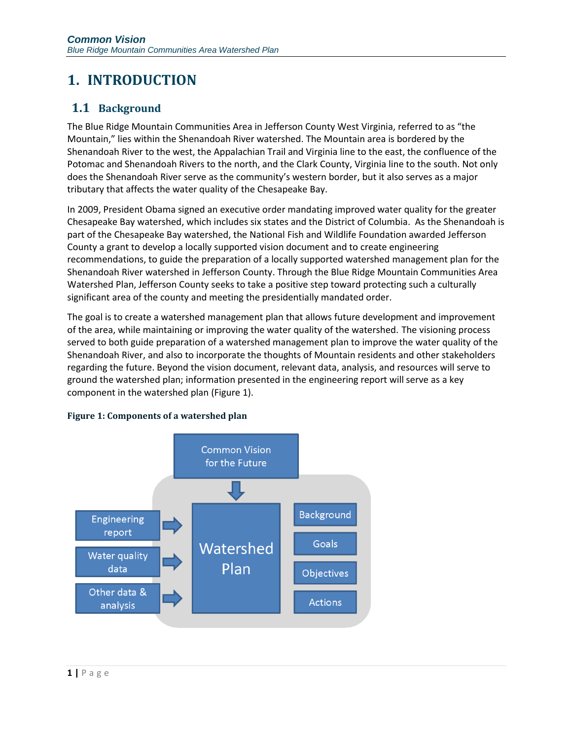# 1. INTRODUCTION

## 1.1 Background

The Blue Ridge Mountain Communities Area in Jefferson County West Virginia, referred to as "the Mountain," lies within the Shenandoah River watershed. The Mountain area is bordered by the Shenandoah River to the west, the Appalachian Trail and Virginia line to the east, the confluence of the Potomac and Shenandoah Rivers to the north, and the Clark County, Virginia line to the south. Not only does the Shenandoah River serve as the community's western border, but it also serves as a major tributary that affects the water quality of the Chesapeake Bay.

In 2009, President Obama signed an executive order mandating improved water quality for the greater Chesapeake Bay watershed, which includes six states and the District of Columbia. As the Shenandoah is part of the Chesapeake Bay watershed, the National Fish and Wildlife Foundation awarded Jefferson County a grant to develop a locally supported vision document and to create engineering recommendations, to guide the preparation of a locally supported watershed management plan for the Shenandoah River watershed in Jefferson County. Through the Blue Ridge Mountain Communities Area Watershed Plan, Jefferson County seeks to take a positive step toward protecting such a culturally significant area of the county and meeting the presidentially mandated order.

The goal is to create a watershed management plan that allows future development and improvement of the area, while maintaining or improving the water quality of the watershed. The visioning process served to both guide preparation of a watershed management plan to improve the water quality of the Shenandoah River, and also to incorporate the thoughts of Mountain residents and other stakeholders regarding the future. Beyond the vision document, relevant data, analysis, and resources will serve to ground the watershed plan; information presented in the engineering report will serve as a key component in the watershed plan (Figure 1).

**Figure 1: Components of a watershed plan**

Common Vision for the Future → Watershed Plan

Engineering report → Watershed Plan

Water quality data → Watershed Plan

Other data & analysis → Watershed Plan

Watershed Plan: Background, Goals, Objectives, Actions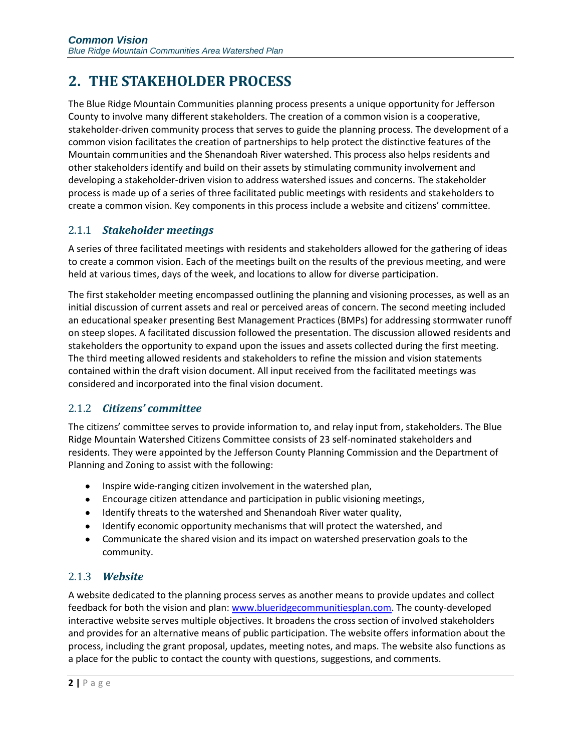# 2. THE STAKEHOLDER PROCESS

The Blue Ridge Mountain Communities planning process presents a unique opportunity for Jefferson County to involve many different stakeholders. The creation of a common vision is a cooperative, stakeholder-driven community process that serves to guide the planning process. The development of a common vision facilitates the creation of partnerships to help protect the distinctive features of the Mountain communities and the Shenandoah River watershed. This process also helps residents and other stakeholders identify and build on their assets by stimulating community involvement and developing a stakeholder-driven vision to address watershed issues and concerns. The stakeholder process is made up of a series of three facilitated public meetings with residents and stakeholders to create a common vision. Key components in this process include a website and citizens' committee.

## 2.1.1 *Stakeholder meetings*

A series of three facilitated meetings with residents and stakeholders allowed for the gathering of ideas to create a common vision. Each of the meetings built on the results of the previous meeting, and were held at various times, days of the week, and locations to allow for diverse participation.

The first stakeholder meeting encompassed outlining the planning and visioning processes, as well as an initial discussion of current assets and real or perceived areas of concern. The second meeting included an educational speaker presenting Best Management Practices (BMPs) for addressing stormwater runoff on steep slopes. A facilitated discussion followed the presentation. The discussion allowed residents and stakeholders the opportunity to expand upon the issues and assets collected during the first meeting. The third meeting allowed residents and stakeholders to refine the mission and vision statements contained within the draft vision document. All input received from the facilitated meetings was considered and incorporated into the final vision document.

## 2.1.2 *Citizens' committee*

The citizens' committee serves to provide information to, and relay input from, stakeholders. The Blue Ridge Mountain Watershed Citizens Committee consists of 23 self-nominated stakeholders and residents. They were appointed by the Jefferson County Planning Commission and the Department of Planning and Zoning to assist with the following:

- Inspire wide-ranging citizen involvement in the watershed plan,
- Encourage citizen attendance and participation in public visioning meetings,
- Identify threats to the watershed and Shenandoah River water quality,
- Identify economic opportunity mechanisms that will protect the watershed, and
- Communicate the shared vision and its impact on watershed preservation goals to the community.

## 2.1.3 *Website*

A website dedicated to the planning process serves as another means to provide updates and collect feedback for both the vision and plan: [www.blueridgecommunitiesplan.com](http://www.blueridgecommunitiesplan.com). The county-developed interactive website serves multiple objectives. It broadens the cross section of involved stakeholders and provides for an alternative means of public participation. The website offers information about the process, including the grant proposal, updates, meeting notes, and maps. The website also functions as a place for the public to contact the county with questions, suggestions, and comments.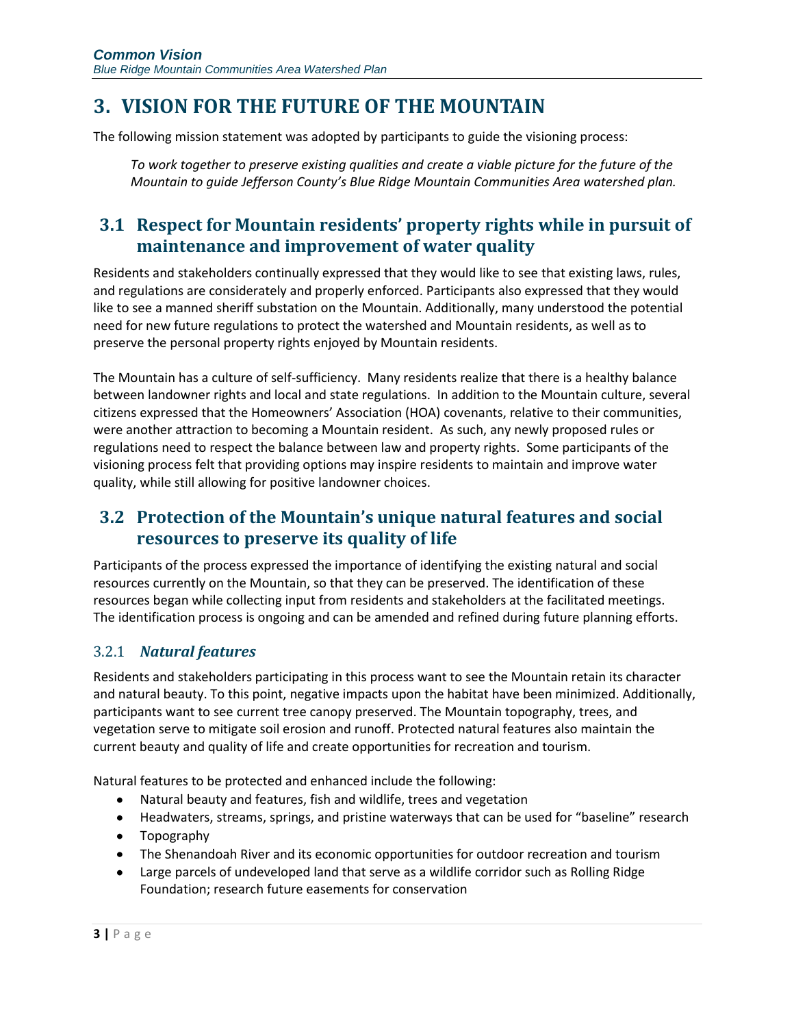# 3. VISION FOR THE FUTURE OF THE MOUNTAIN

The following mission statement was adopted by participants to guide the visioning process:

> *To work together to preserve existing qualities and create a viable picture for the future of the Mountain to guide Jefferson County's Blue Ridge Mountain Communities Area watershed plan.*

## 3.1 Respect for Mountain residents' property rights while in pursuit of maintenance and improvement of water quality

Residents and stakeholders continually expressed that they would like to see that existing laws, rules, and regulations are considerately and properly enforced. Participants also expressed that they would like to see a manned sheriff substation on the Mountain. Additionally, many understood the potential need for new future regulations to protect the watershed and Mountain residents, as well as to preserve the personal property rights enjoyed by Mountain residents.

The Mountain has a culture of self-sufficiency. Many residents realize that there is a healthy balance between landowner rights and local and state regulations. In addition to the Mountain culture, several citizens expressed that the Homeowners' Association (HOA) covenants, relative to their communities, were another attraction to becoming a Mountain resident. As such, any newly proposed rules or regulations need to respect the balance between law and property rights. Some participants of the visioning process felt that providing options may inspire residents to maintain and improve water quality, while still allowing for positive landowner choices.

## 3.2 Protection of the Mountain's unique natural features and social resources to preserve its quality of life

Participants of the process expressed the importance of identifying the existing natural and social resources currently on the Mountain, so that they can be preserved. The identification of these resources began while collecting input from residents and stakeholders at the facilitated meetings. The identification process is ongoing and can be amended and refined during future planning efforts.

### 3.2.1 *Natural features*

Residents and stakeholders participating in this process want to see the Mountain retain its character and natural beauty. To this point, negative impacts upon the habitat have been minimized. Additionally, participants want to see current tree canopy preserved. The Mountain topography, trees, and vegetation serve to mitigate soil erosion and runoff. Protected natural features also maintain the current beauty and quality of life and create opportunities for recreation and tourism.

Natural features to be protected and enhanced include the following:

- Natural beauty and features, fish and wildlife, trees and vegetation
- Headwaters, streams, springs, and pristine waterways that can be used for "baseline" research
- Topography
- The Shenandoah River and its economic opportunities for outdoor recreation and tourism
- Large parcels of undeveloped land that serve as a wildlife corridor such as Rolling Ridge Foundation; research future easements for conservation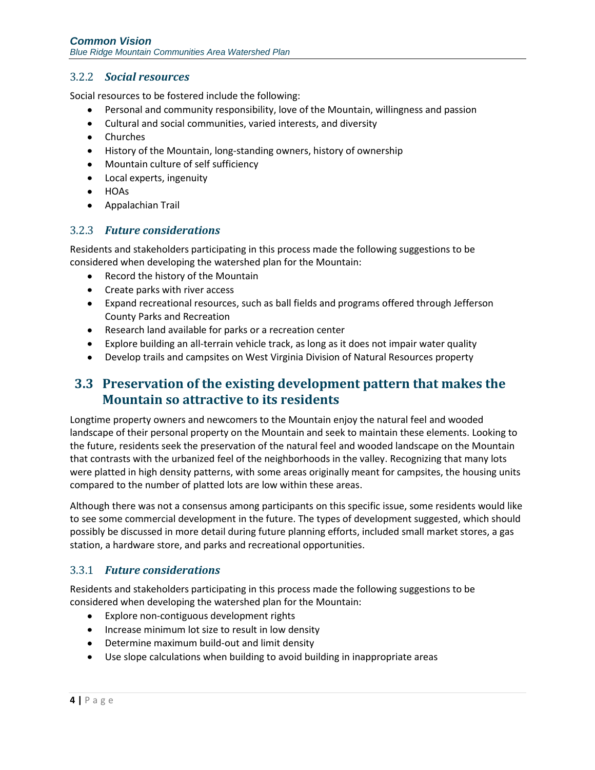### 3.2.2 *Social resources*

Social resources to be fostered include the following:

- Personal and community responsibility, love of the Mountain, willingness and passion
- Cultural and social communities, varied interests, and diversity
- Churches
- History of the Mountain, long-standing owners, history of ownership
- Mountain culture of self sufficiency
- Local experts, ingenuity
- HOAs
- Appalachian Trail

### 3.2.3 *Future considerations*

Residents and stakeholders participating in this process made the following suggestions to be considered when developing the watershed plan for the Mountain:

- Record the history of the Mountain
- Create parks with river access
- Expand recreational resources, such as ball fields and programs offered through Jefferson County Parks and Recreation
- Research land available for parks or a recreation center
- Explore building an all-terrain vehicle track, as long as it does not impair water quality
- Develop trails and campsites on West Virginia Division of Natural Resources property

## 3.3 Preservation of the existing development pattern that makes the Mountain so attractive to its residents

Longtime property owners and newcomers to the Mountain enjoy the natural feel and wooded landscape of their personal property on the Mountain and seek to maintain these elements. Looking to the future, residents seek the preservation of the natural feel and wooded landscape on the Mountain that contrasts with the urbanized feel of the neighborhoods in the valley. Recognizing that many lots were platted in high density patterns, with some areas originally meant for campsites, the housing units compared to the number of platted lots are low within these areas.

Although there was not a consensus among participants on this specific issue, some residents would like to see some commercial development in the future. The types of development suggested, which should possibly be discussed in more detail during future planning efforts, included small market stores, a gas station, a hardware store, and parks and recreational opportunities.

### 3.3.1 *Future considerations*

Residents and stakeholders participating in this process made the following suggestions to be considered when developing the watershed plan for the Mountain:

- Explore non-contiguous development rights
- Increase minimum lot size to result in low density
- Determine maximum build-out and limit density
- Use slope calculations when building to avoid building in inappropriate areas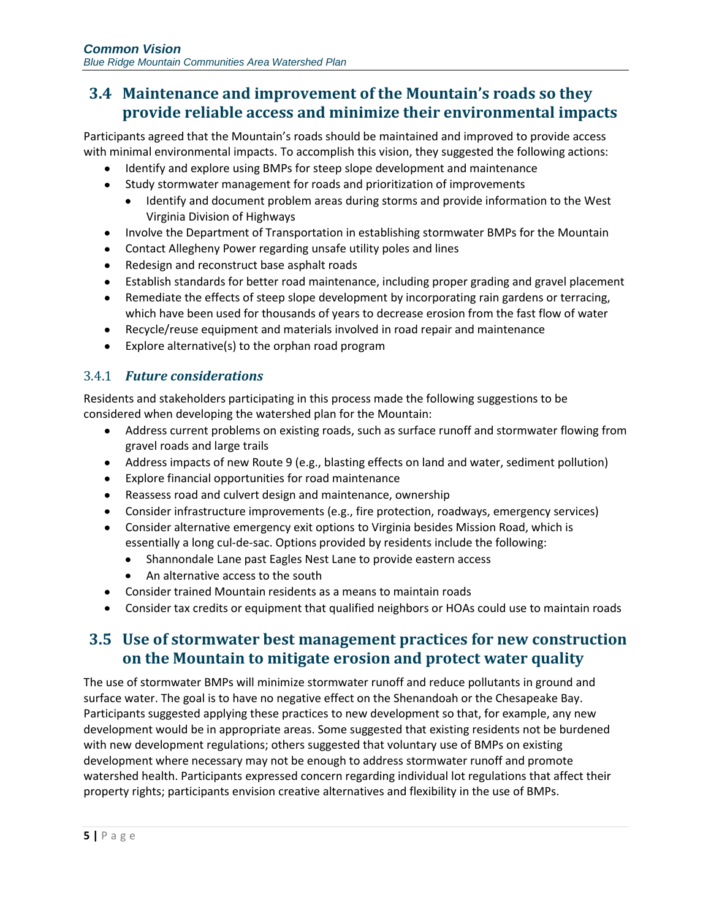## 3.4 Maintenance and improvement of the Mountain's roads so they provide reliable access and minimize their environmental impacts

Participants agreed that the Mountain's roads should be maintained and improved to provide access with minimal environmental impacts. To accomplish this vision, they suggested the following actions:

- Identify and explore using BMPs for steep slope development and maintenance
- Study stormwater management for roads and prioritization of improvements
  - Identify and document problem areas during storms and provide information to the West Virginia Division of Highways
- Involve the Department of Transportation in establishing stormwater BMPs for the Mountain
- Contact Allegheny Power regarding unsafe utility poles and lines
- Redesign and reconstruct base asphalt roads
- Establish standards for better road maintenance, including proper grading and gravel placement
- Remediate the effects of steep slope development by incorporating rain gardens or terracing, which have been used for thousands of years to decrease erosion from the fast flow of water
- Recycle/reuse equipment and materials involved in road repair and maintenance
- Explore alternative(s) to the orphan road program

### 3.4.1 *Future considerations*

Residents and stakeholders participating in this process made the following suggestions to be considered when developing the watershed plan for the Mountain:

- Address current problems on existing roads, such as surface runoff and stormwater flowing from gravel roads and large trails
- Address impacts of new Route 9 (e.g., blasting effects on land and water, sediment pollution)
- Explore financial opportunities for road maintenance
- Reassess road and culvert design and maintenance, ownership
- Consider infrastructure improvements (e.g., fire protection, roadways, emergency services)
- Consider alternative emergency exit options to Virginia besides Mission Road, which is essentially a long cul-de-sac. Options provided by residents include the following:
  - Shannondale Lane past Eagles Nest Lane to provide eastern access
  - An alternative access to the south
- Consider trained Mountain residents as a means to maintain roads
- Consider tax credits or equipment that qualified neighbors or HOAs could use to maintain roads

## 3.5 Use of stormwater best management practices for new construction on the Mountain to mitigate erosion and protect water quality

The use of stormwater BMPs will minimize stormwater runoff and reduce pollutants in ground and surface water. The goal is to have no negative effect on the Shenandoah or the Chesapeake Bay. Participants suggested applying these practices to new development so that, for example, any new development would be in appropriate areas. Some suggested that existing residents not be burdened with new development regulations; others suggested that voluntary use of BMPs on existing development where necessary may not be enough to address stormwater runoff and promote watershed health. Participants expressed concern regarding individual lot regulations that affect their property rights; participants envision creative alternatives and flexibility in the use of BMPs.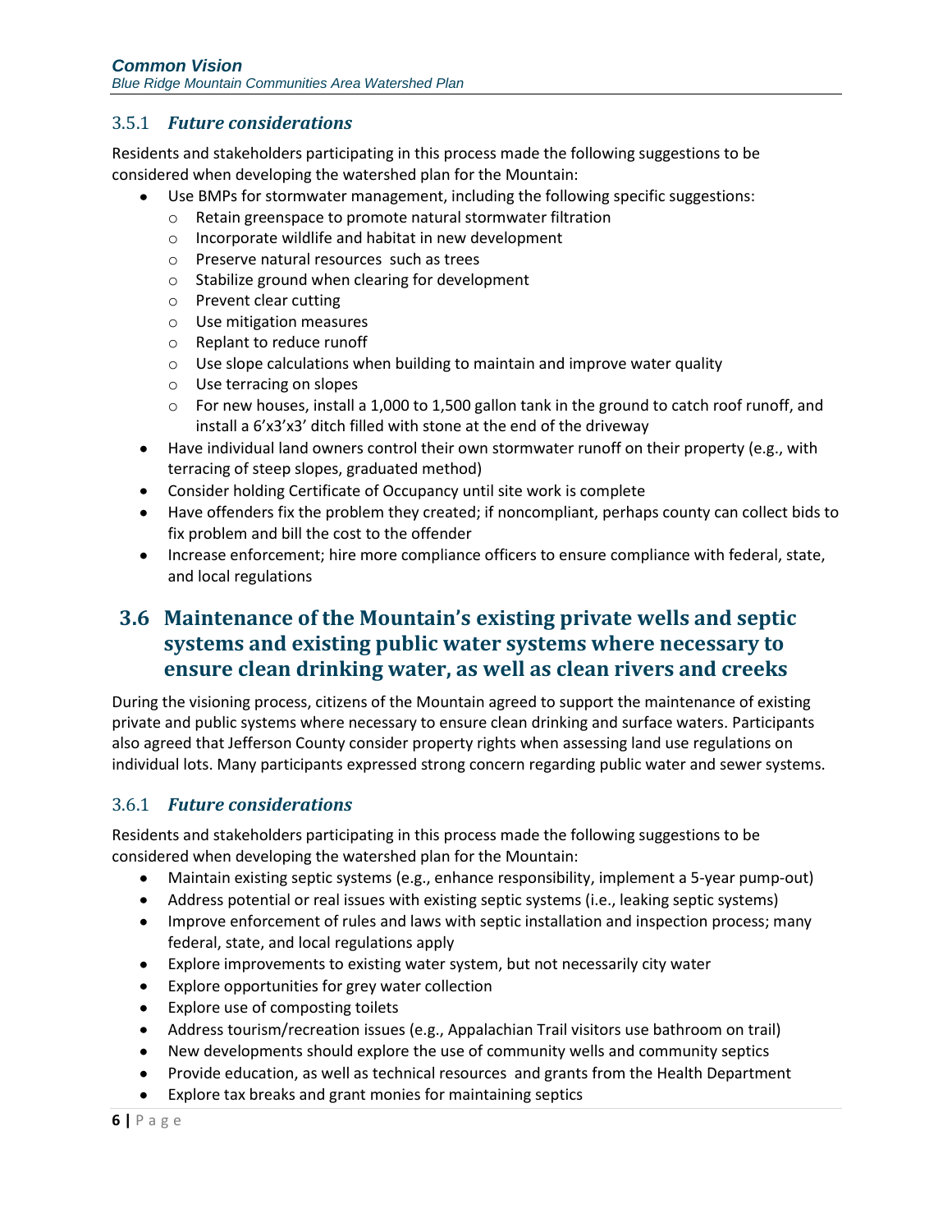### 3.5.1 *Future considerations*

Residents and stakeholders participating in this process made the following suggestions to be considered when developing the watershed plan for the Mountain:

- Use BMPs for stormwater management, including the following specific suggestions:
  - Retain greenspace to promote natural stormwater filtration
  - Incorporate wildlife and habitat in new development
  - Preserve natural resources such as trees
  - Stabilize ground when clearing for development
  - Prevent clear cutting
  - Use mitigation measures
  - Replant to reduce runoff
  - Use slope calculations when building to maintain and improve water quality
  - Use terracing on slopes
  - For new houses, install a 1,000 to 1,500 gallon tank in the ground to catch roof runoff, and install a 6'x3'x3' ditch filled with stone at the end of the driveway
- Have individual land owners control their own stormwater runoff on their property (e.g., with terracing of steep slopes, graduated method)
- Consider holding Certificate of Occupancy until site work is complete
- Have offenders fix the problem they created; if noncompliant, perhaps county can collect bids to fix problem and bill the cost to the offender
- Increase enforcement; hire more compliance officers to ensure compliance with federal, state, and local regulations

## 3.6 Maintenance of the Mountain's existing private wells and septic systems and existing public water systems where necessary to ensure clean drinking water, as well as clean rivers and creeks

During the visioning process, citizens of the Mountain agreed to support the maintenance of existing private and public systems where necessary to ensure clean drinking and surface waters. Participants also agreed that Jefferson County consider property rights when assessing land use regulations on individual lots. Many participants expressed strong concern regarding public water and sewer systems.

### 3.6.1 *Future considerations*

Residents and stakeholders participating in this process made the following suggestions to be considered when developing the watershed plan for the Mountain:

- Maintain existing septic systems (e.g., enhance responsibility, implement a 5-year pump-out)
- Address potential or real issues with existing septic systems (i.e., leaking septic systems)
- Improve enforcement of rules and laws with septic installation and inspection process; many federal, state, and local regulations apply
- Explore improvements to existing water system, but not necessarily city water
- Explore opportunities for grey water collection
- Explore use of composting toilets
- Address tourism/recreation issues (e.g., Appalachian Trail visitors use bathroom on trail)
- New developments should explore the use of community wells and community septics
- Provide education, as well as technical resources and grants from the Health Department
- Explore tax breaks and grant monies for maintaining septics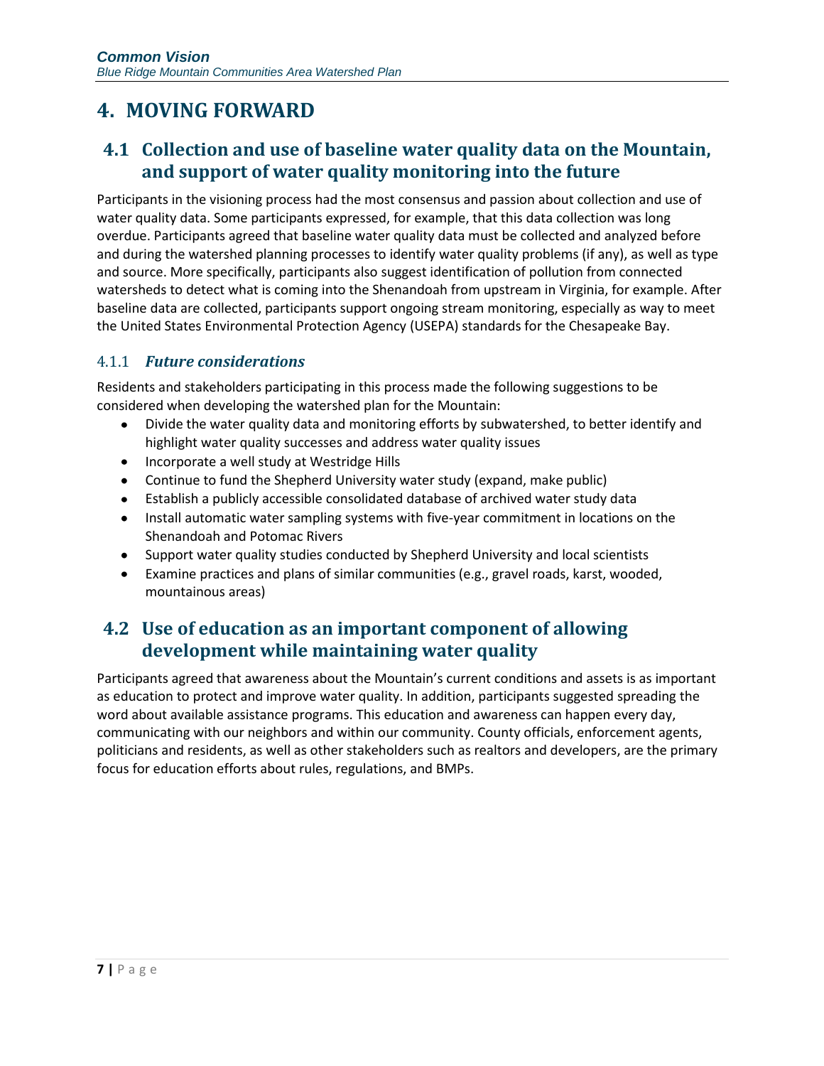# 4. MOVING FORWARD

## 4.1 Collection and use of baseline water quality data on the Mountain, and support of water quality monitoring into the future

Participants in the visioning process had the most consensus and passion about collection and use of water quality data. Some participants expressed, for example, that this data collection was long overdue. Participants agreed that baseline water quality data must be collected and analyzed before and during the watershed planning processes to identify water quality problems (if any), as well as type and source. More specifically, participants also suggest identification of pollution from connected watersheds to detect what is coming into the Shenandoah from upstream in Virginia, for example. After baseline data are collected, participants support ongoing stream monitoring, especially as way to meet the United States Environmental Protection Agency (USEPA) standards for the Chesapeake Bay.

### 4.1.1 *Future considerations*

Residents and stakeholders participating in this process made the following suggestions to be considered when developing the watershed plan for the Mountain:

- Divide the water quality data and monitoring efforts by subwatershed, to better identify and highlight water quality successes and address water quality issues
- Incorporate a well study at Westridge Hills
- Continue to fund the Shepherd University water study (expand, make public)
- Establish a publicly accessible consolidated database of archived water study data
- Install automatic water sampling systems with five-year commitment in locations on the Shenandoah and Potomac Rivers
- Support water quality studies conducted by Shepherd University and local scientists
- Examine practices and plans of similar communities (e.g., gravel roads, karst, wooded, mountainous areas)

## 4.2 Use of education as an important component of allowing development while maintaining water quality

Participants agreed that awareness about the Mountain's current conditions and assets is as important as education to protect and improve water quality. In addition, participants suggested spreading the word about available assistance programs. This education and awareness can happen every day, communicating with our neighbors and within our community. County officials, enforcement agents, politicians and residents, as well as other stakeholders such as realtors and developers, are the primary focus for education efforts about rules, regulations, and BMPs.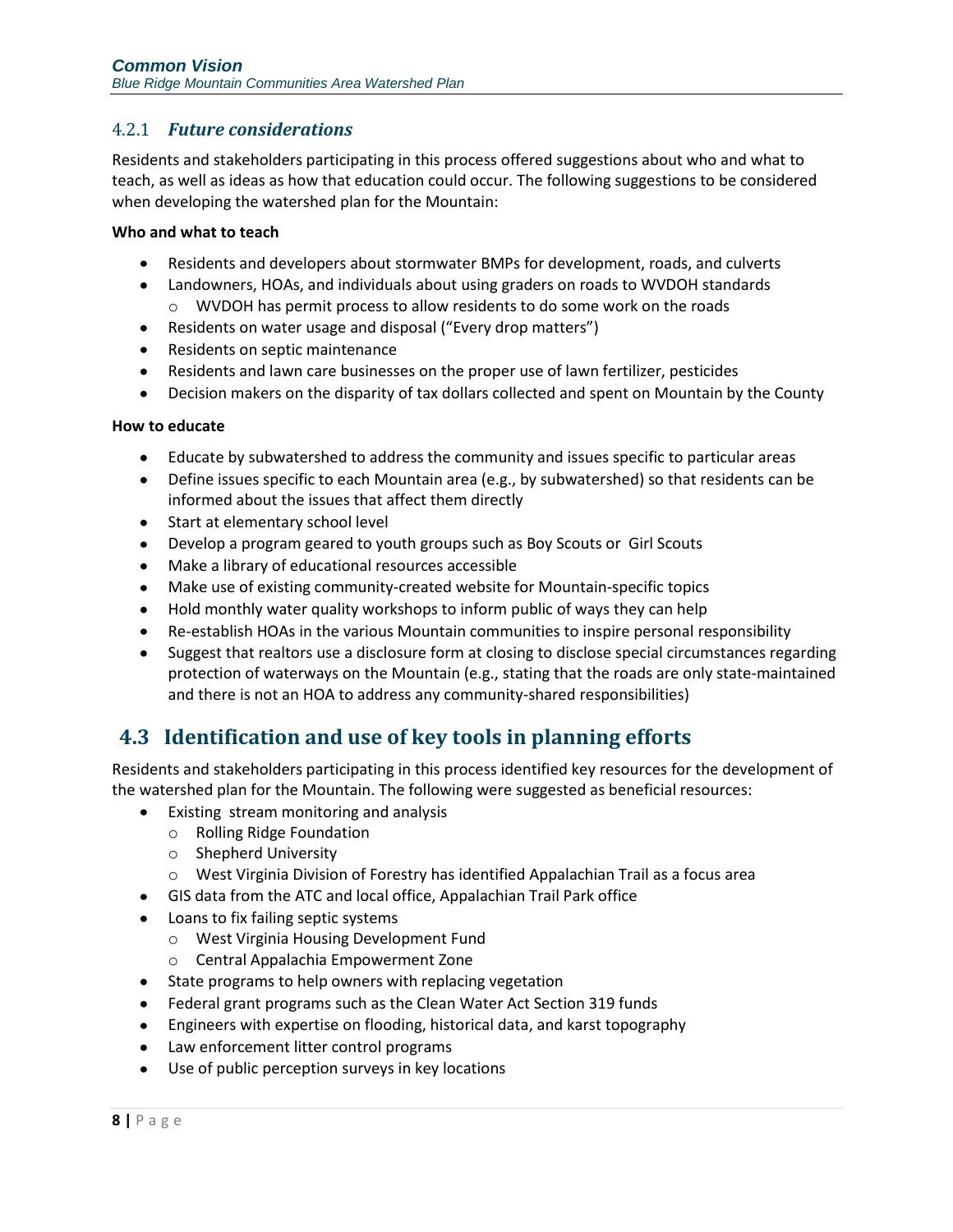### 4.2.1 *Future considerations*

Residents and stakeholders participating in this process offered suggestions about who and what to teach, as well as ideas as how that education could occur. The following suggestions to be considered when developing the watershed plan for the Mountain:

**Who and what to teach**

- Residents and developers about stormwater BMPs for development, roads, and culverts
- Landowners, HOAs, and individuals about using graders on roads to WVDOH standards
  - WVDOH has permit process to allow residents to do some work on the roads
- Residents on water usage and disposal ("Every drop matters")
- Residents on septic maintenance
- Residents and lawn care businesses on the proper use of lawn fertilizer, pesticides
- Decision makers on the disparity of tax dollars collected and spent on Mountain by the County

**How to educate**

- Educate by subwatershed to address the community and issues specific to particular areas
- Define issues specific to each Mountain area (e.g., by subwatershed) so that residents can be informed about the issues that affect them directly
- Start at elementary school level
- Develop a program geared to youth groups such as Boy Scouts or Girl Scouts
- Make a library of educational resources accessible
- Make use of existing community-created website for Mountain-specific topics
- Hold monthly water quality workshops to inform public of ways they can help
- Re-establish HOAs in the various Mountain communities to inspire personal responsibility
- Suggest that realtors use a disclosure form at closing to disclose special circumstances regarding protection of waterways on the Mountain (e.g., stating that the roads are only state-maintained and there is not an HOA to address any community-shared responsibilities)

## 4.3 Identification and use of key tools in planning efforts

Residents and stakeholders participating in this process identified key resources for the development of the watershed plan for the Mountain. The following were suggested as beneficial resources:

- Existing stream monitoring and analysis
  - Rolling Ridge Foundation
  - Shepherd University
  - West Virginia Division of Forestry has identified Appalachian Trail as a focus area
- GIS data from the ATC and local office, Appalachian Trail Park office
- Loans to fix failing septic systems
  - West Virginia Housing Development Fund
  - Central Appalachia Empowerment Zone
- State programs to help owners with replacing vegetation
- Federal grant programs such as the Clean Water Act Section 319 funds
- Engineers with expertise on flooding, historical data, and karst topography
- Law enforcement litter control programs
- Use of public perception surveys in key locations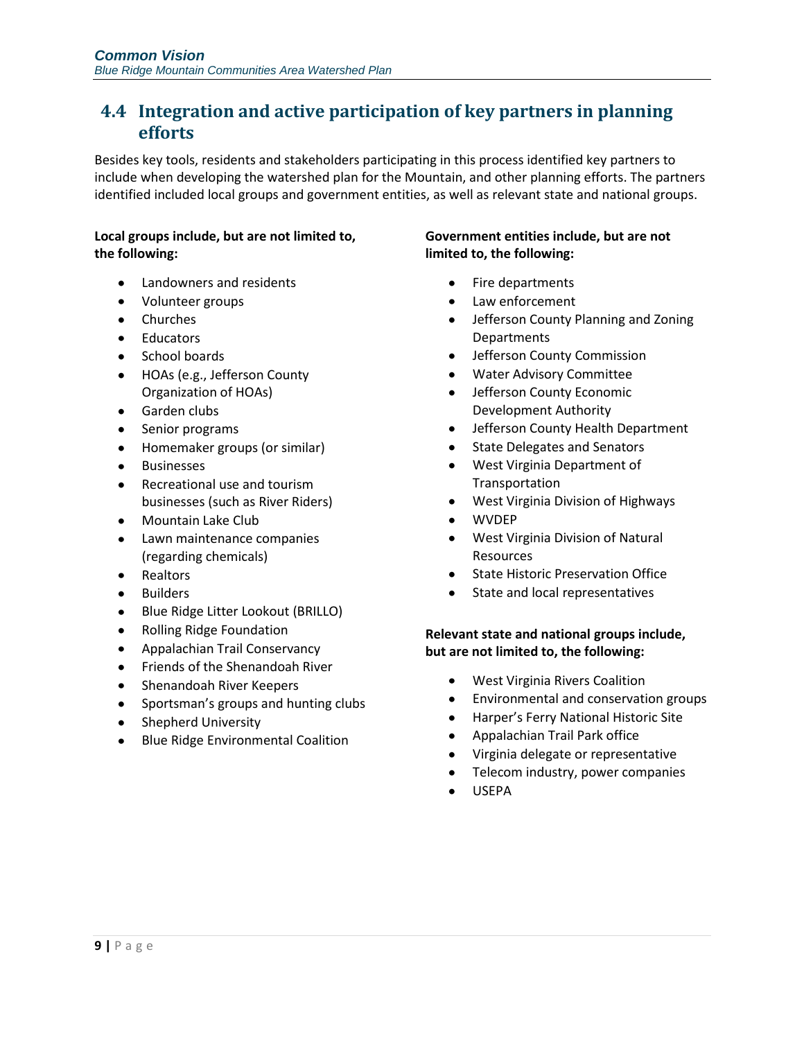## 4.4 Integration and active participation of key partners in planning efforts

Besides key tools, residents and stakeholders participating in this process identified key partners to include when developing the watershed plan for the Mountain, and other planning efforts. The partners identified included local groups and government entities, as well as relevant state and national groups.

**Local groups include, but are not limited to, the following:**

- Landowners and residents
- Volunteer groups
- Churches
- Educators
- School boards
- HOAs (e.g., Jefferson County Organization of HOAs)
- Garden clubs
- Senior programs
- Homemaker groups (or similar)
- Businesses
- Recreational use and tourism businesses (such as River Riders)
- Mountain Lake Club
- Lawn maintenance companies (regarding chemicals)
- Realtors
- Builders
- Blue Ridge Litter Lookout (BRILLO)
- Rolling Ridge Foundation
- Appalachian Trail Conservancy
- Friends of the Shenandoah River
- Shenandoah River Keepers
- Sportsman's groups and hunting clubs
- Shepherd University
- Blue Ridge Environmental Coalition

**Government entities include, but are not limited to, the following:**

- Fire departments
- Law enforcement
- Jefferson County Planning and Zoning Departments
- Jefferson County Commission
- Water Advisory Committee
- Jefferson County Economic Development Authority
- Jefferson County Health Department
- State Delegates and Senators
- West Virginia Department of Transportation
- West Virginia Division of Highways
- WVDEP
- West Virginia Division of Natural Resources
- State Historic Preservation Office
- State and local representatives

**Relevant state and national groups include, but are not limited to, the following:**

- West Virginia Rivers Coalition
- Environmental and conservation groups
- Harper's Ferry National Historic Site
- Appalachian Trail Park office
- Virginia delegate or representative
- Telecom industry, power companies
- USEPA